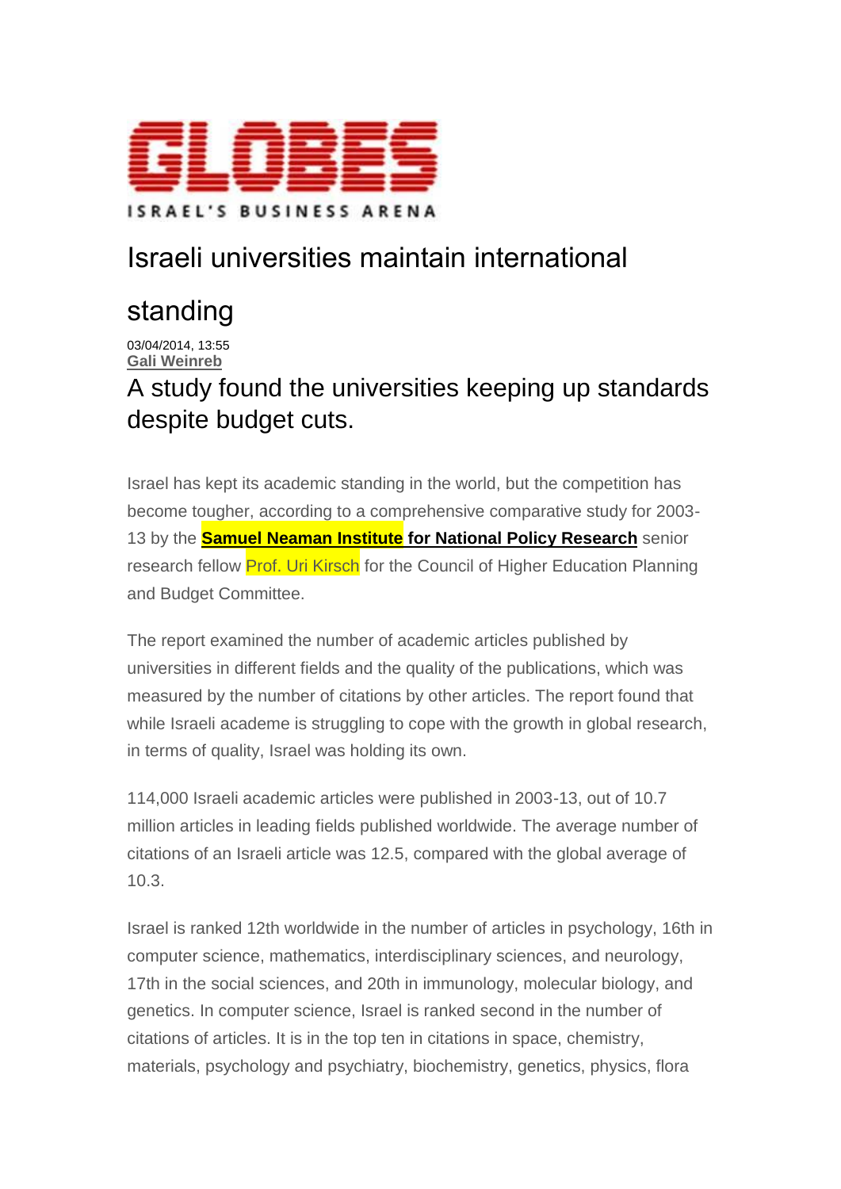GLOBES

ISRAEL'S BUSINESS ARENA

# Israeli universities maintain international standing

03/04/2014, 13:55

**Gali Weinreb**

## A study found the universities keeping up standards despite budget cuts.

Israel has kept its academic standing in the world, but the competition has become tougher, according to a comprehensive comparative study for 2003-13 by the **Samuel Neaman Institute for National Policy Research** senior research fellow Prof. Uri Kirsch for the Council of Higher Education Planning and Budget Committee.

The report examined the number of academic articles published by universities in different fields and the quality of the publications, which was measured by the number of citations by other articles. The report found that while Israeli academe is struggling to cope with the growth in global research, in terms of quality, Israel was holding its own.

114,000 Israeli academic articles were published in 2003-13, out of 10.7 million articles in leading fields published worldwide. The average number of citations of an Israeli article was 12.5, compared with the global average of 10.3.

Israel is ranked 12th worldwide in the number of articles in psychology, 16th in computer science, mathematics, interdisciplinary sciences, and neurology, 17th in the social sciences, and 20th in immunology, molecular biology, and genetics. In computer science, Israel is ranked second in the number of citations of articles. It is in the top ten in citations in space, chemistry, materials, psychology and psychiatry, biochemistry, genetics, physics, flora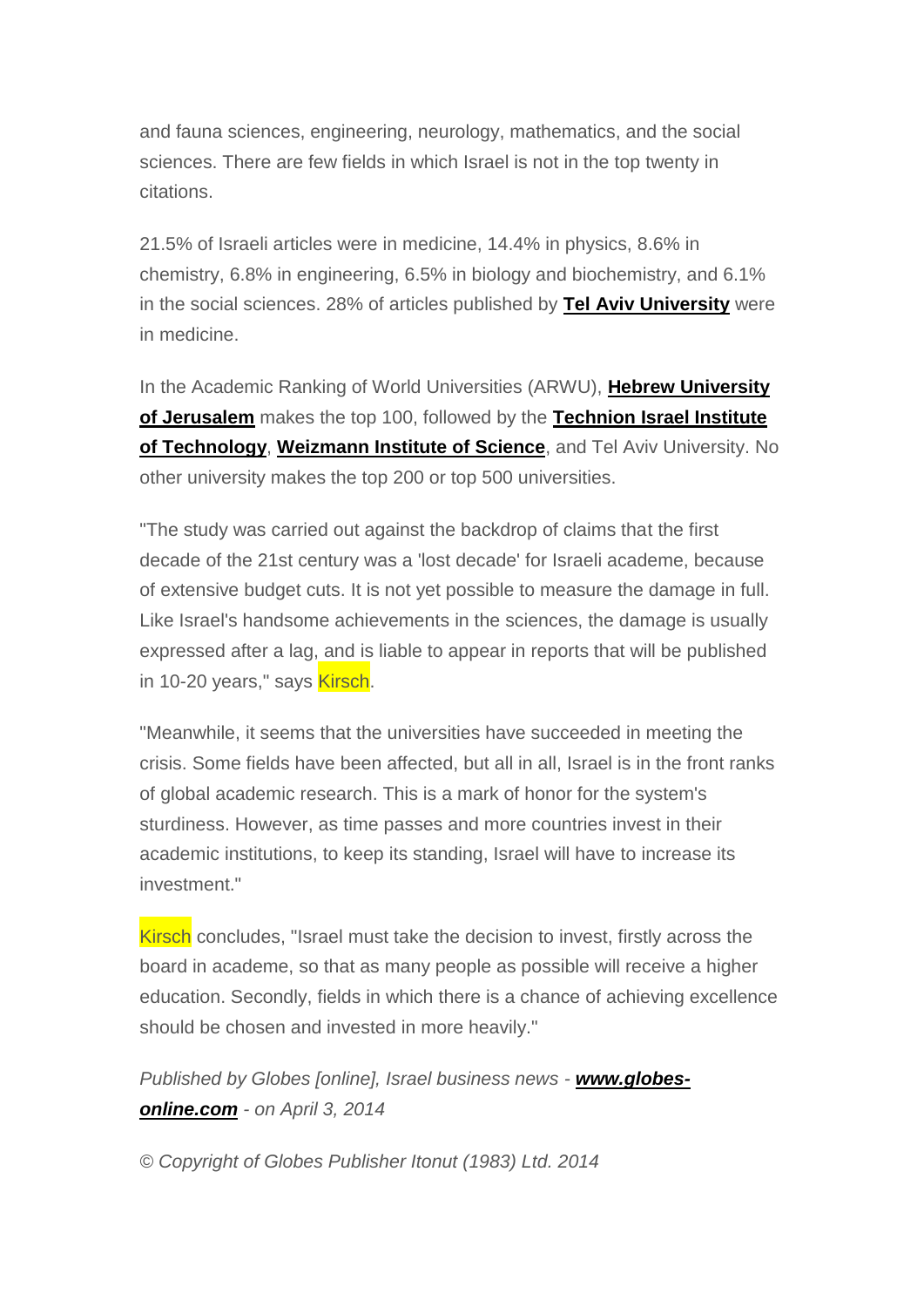and fauna sciences, engineering, neurology, mathematics, and the social sciences. There are few fields in which Israel is not in the top twenty in citations.

21.5% of Israeli articles were in medicine, 14.4% in physics, 8.6% in chemistry, 6.8% in engineering, 6.5% in biology and biochemistry, and 6.1% in the social sciences. 28% of articles published by **Tel Aviv University** were in medicine.

In the Academic Ranking of World Universities (ARWU), **Hebrew University of Jerusalem** makes the top 100, followed by the **Technion Israel Institute of Technology**, **Weizmann Institute of Science**, and Tel Aviv University. No other university makes the top 200 or top 500 universities.

"The study was carried out against the backdrop of claims that the first decade of the 21st century was a 'lost decade' for Israeli academe, because of extensive budget cuts. It is not yet possible to measure the damage in full. Like Israel's handsome achievements in the sciences, the damage is usually expressed after a lag, and is liable to appear in reports that will be published in 10-20 years," says Kirsch.

"Meanwhile, it seems that the universities have succeeded in meeting the crisis. Some fields have been affected, but all in all, Israel is in the front ranks of global academic research. This is a mark of honor for the system's sturdiness. However, as time passes and more countries invest in their academic institutions, to keep its standing, Israel will have to increase its investment."

Kirsch concludes, "Israel must take the decision to invest, firstly across the board in academe, so that as many people as possible will receive a higher education. Secondly, fields in which there is a chance of achieving excellence should be chosen and invested in more heavily."

*Published by Globes [online], Israel business news - **www.globes-online.com** - on April 3, 2014*

*© Copyright of Globes Publisher Itonut (1983) Ltd. 2014*